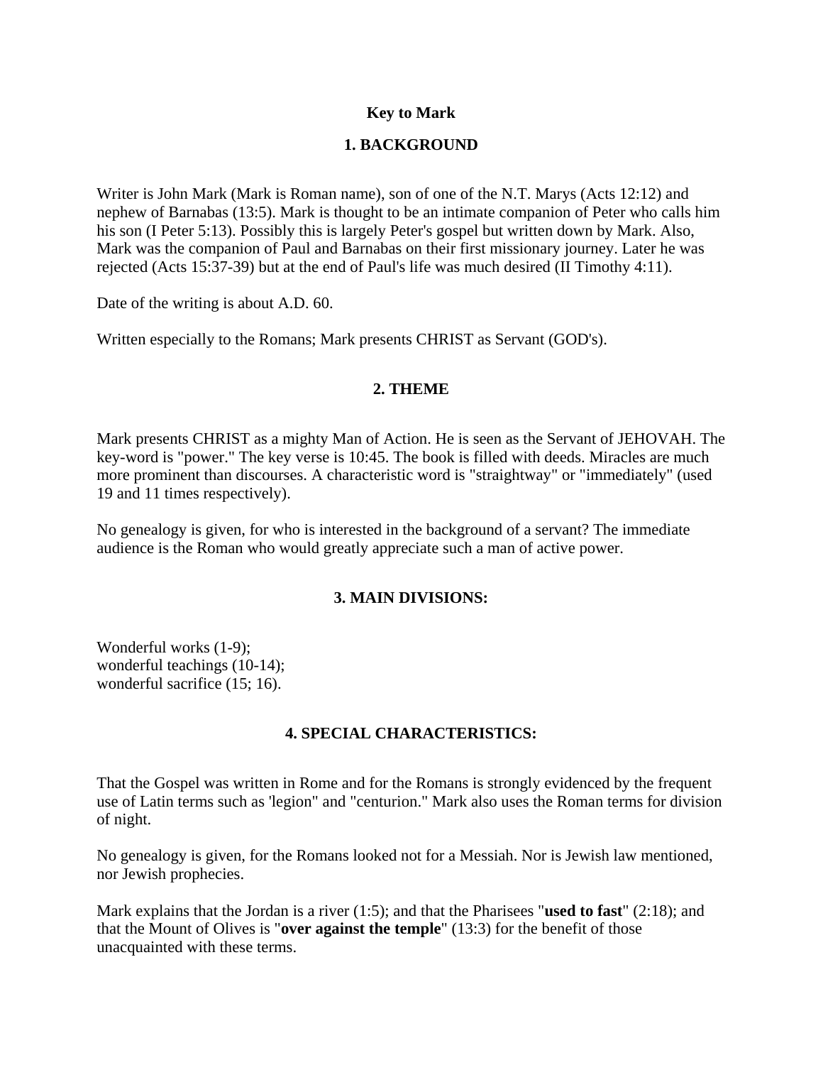# Key to Mark

## 1. BACKGROUND

Writer is John Mark (Mark is Roman name), son of one of the N.T. Marys (Acts 12:12) and nephew of Barnabas (13:5). Mark is thought to be an intimate companion of Peter who calls him his son (I Peter 5:13). Possibly this is largely Peter's gospel but written down by Mark. Also, Mark was the companion of Paul and Barnabas on their first missionary journey. Later he was rejected (Acts 15:37-39) but at the end of Paul's life was much desired (II Timothy 4:11).

Date of the writing is about A.D. 60.

Written especially to the Romans; Mark presents CHRIST as Servant (GOD's).

## 2. THEME

Mark presents CHRIST as a mighty Man of Action. He is seen as the Servant of JEHOVAH. The key-word is "power." The key verse is 10:45. The book is filled with deeds. Miracles are much more prominent than discourses. A characteristic word is "straightway" or "immediately" (used 19 and 11 times respectively).

No genealogy is given, for who is interested in the background of a servant? The immediate audience is the Roman who would greatly appreciate such a man of active power.

## 3. MAIN DIVISIONS:

Wonderful works (1-9);
wonderful teachings (10-14);
wonderful sacrifice (15; 16).

## 4. SPECIAL CHARACTERISTICS:

That the Gospel was written in Rome and for the Romans is strongly evidenced by the frequent use of Latin terms such as 'legion" and "centurion." Mark also uses the Roman terms for division of night.

No genealogy is given, for the Romans looked not for a Messiah. Nor is Jewish law mentioned, nor Jewish prophecies.

Mark explains that the Jordan is a river (1:5); and that the Pharisees "**used to fast**" (2:18); and that the Mount of Olives is "**over against the temple**" (13:3) for the benefit of those unacquainted with these terms.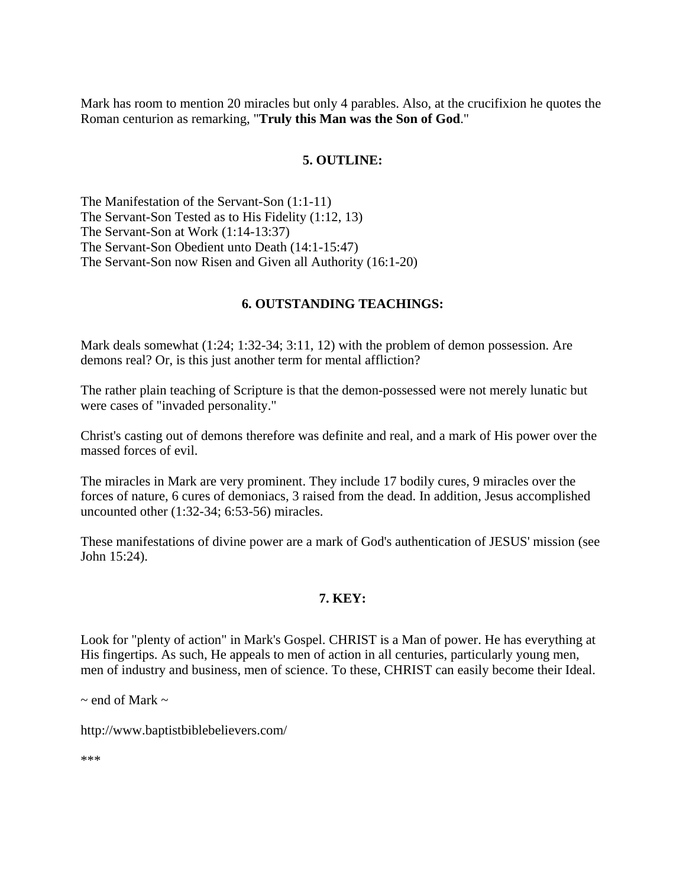Mark has room to mention 20 miracles but only 4 parables. Also, at the crucifixion he quotes the Roman centurion as remarking, "**Truly this Man was the Son of God**."

## 5. OUTLINE:

The Manifestation of the Servant-Son (1:1-11)
The Servant-Son Tested as to His Fidelity (1:12, 13)
The Servant-Son at Work (1:14-13:37)
The Servant-Son Obedient unto Death (14:1-15:47)
The Servant-Son now Risen and Given all Authority (16:1-20)

## 6. OUTSTANDING TEACHINGS:

Mark deals somewhat (1:24; 1:32-34; 3:11, 12) with the problem of demon possession. Are demons real? Or, is this just another term for mental affliction?

The rather plain teaching of Scripture is that the demon-possessed were not merely lunatic but were cases of "invaded personality."

Christ's casting out of demons therefore was definite and real, and a mark of His power over the massed forces of evil.

The miracles in Mark are very prominent. They include 17 bodily cures, 9 miracles over the forces of nature, 6 cures of demoniacs, 3 raised from the dead. In addition, Jesus accomplished uncounted other (1:32-34; 6:53-56) miracles.

These manifestations of divine power are a mark of God's authentication of JESUS' mission (see John 15:24).

## 7. KEY:

Look for "plenty of action" in Mark's Gospel. CHRIST is a Man of power. He has everything at His fingertips. As such, He appeals to men of action in all centuries, particularly young men, men of industry and business, men of science. To these, CHRIST can easily become their Ideal.

~ end of Mark ~

http://www.baptistbiblebelievers.com/

***